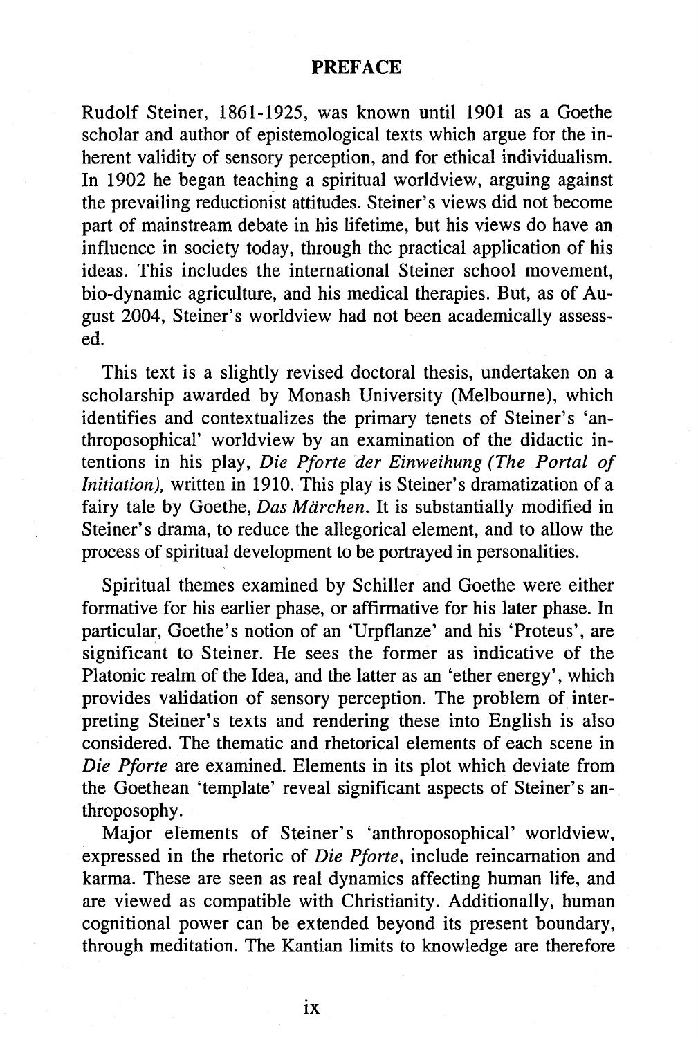# PREFACE

Rudolf Steiner, 1861-1925, was known until 1901 as a Goethe scholar and author of epistemological texts which argue for the inherent validity of sensory perception, and for ethical individualism. In 1902 he began teaching a spiritual worldview, arguing against the prevailing reductionist attitudes. Steiner's views did not become part of mainstream debate in his lifetime, but his views do have an influence in society today, through the practical application of his ideas. This includes the international Steiner school movement, bio-dynamic agriculture, and his medical therapies. But, as of August 2004, Steiner's worldview had not been academically assessed.

This text is a slightly revised doctoral thesis, undertaken on a scholarship awarded by Monash University (Melbourne), which identifies and contextualizes the primary tenets of Steiner's 'anthroposophical' worldview by an examination of the didactic intentions in his play, *Die Pforte der Einweihung (The Portal of Initiation)*, written in 1910. This play is Steiner's dramatization of a fairy tale by Goethe, *Das Märchen*. It is substantially modified in Steiner's drama, to reduce the allegorical element, and to allow the process of spiritual development to be portrayed in personalities.

Spiritual themes examined by Schiller and Goethe were either formative for his earlier phase, or affirmative for his later phase. In particular, Goethe's notion of an 'Urpflanze' and his 'Proteus', are significant to Steiner. He sees the former as indicative of the Platonic realm of the Idea, and the latter as an 'ether energy', which provides validation of sensory perception. The problem of interpreting Steiner's texts and rendering these into English is also considered. The thematic and rhetorical elements of each scene in *Die Pforte* are examined. Elements in its plot which deviate from the Goethean 'template' reveal significant aspects of Steiner's anthroposophy.

Major elements of Steiner's 'anthroposophical' worldview, expressed in the rhetoric of *Die Pforte*, include reincarnation and karma. These are seen as real dynamics affecting human life, and are viewed as compatible with Christianity. Additionally, human cognitional power can be extended beyond its present boundary, through meditation. The Kantian limits to knowledge are therefore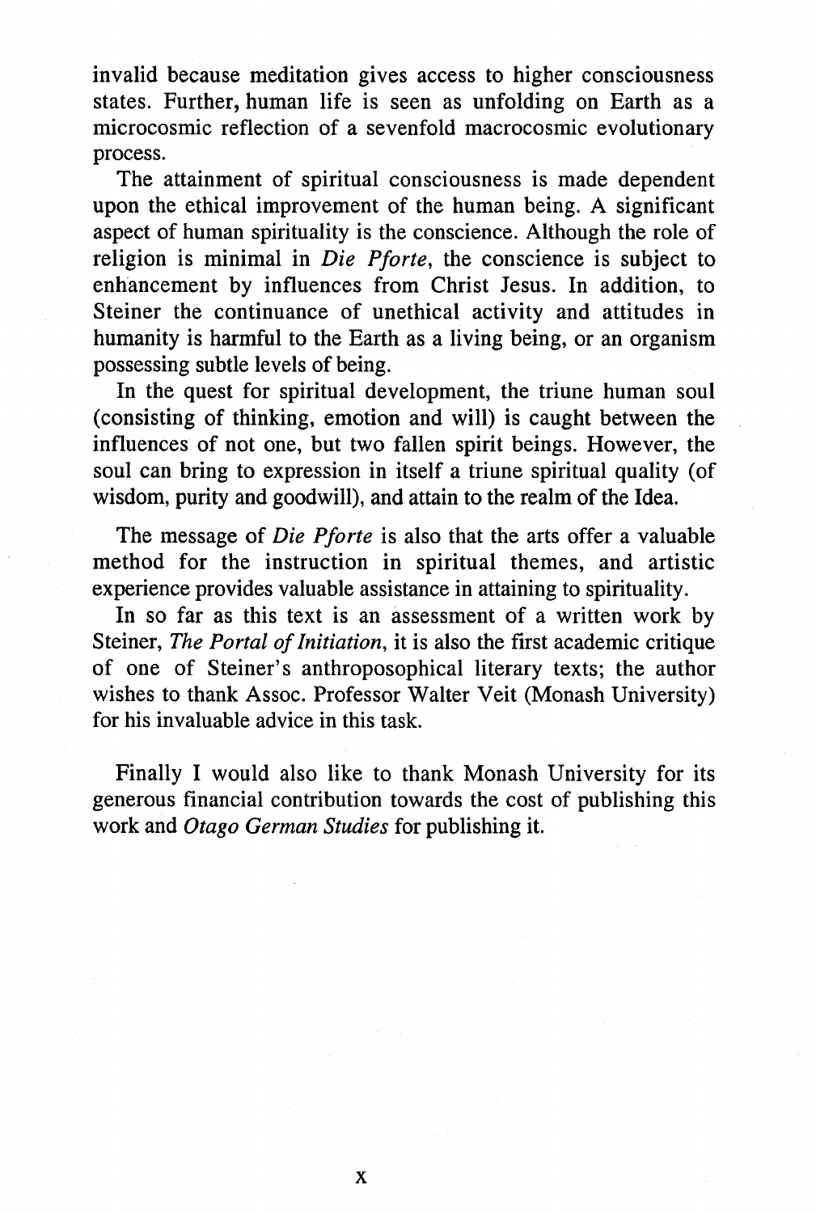invalid because meditation gives access to higher consciousness states. Further, human life is seen as unfolding on Earth as a microcosmic reflection of a sevenfold macrocosmic evolutionary process.

The attainment of spiritual consciousness is made dependent upon the ethical improvement of the human being. A significant aspect of human spirituality is the conscience. Although the role of religion is minimal in *Die Pforte*, the conscience is subject to enhancement by influences from Christ Jesus. In addition, to Steiner the continuance of unethical activity and attitudes in humanity is harmful to the Earth as a living being, or an organism possessing subtle levels of being.

In the quest for spiritual development, the triune human soul (consisting of thinking, emotion and will) is caught between the influences of not one, but two fallen spirit beings. However, the soul can bring to expression in itself a triune spiritual quality (of wisdom, purity and goodwill), and attain to the realm of the Idea.

The message of *Die Pforte* is also that the arts offer a valuable method for the instruction in spiritual themes, and artistic experience provides valuable assistance in attaining to spirituality.

In so far as this text is an assessment of a written work by Steiner, *The Portal of Initiation*, it is also the first academic critique of one of Steiner's anthroposophical literary texts; the author wishes to thank Assoc. Professor Walter Veit (Monash University) for his invaluable advice in this task.

Finally I would also like to thank Monash University for its generous financial contribution towards the cost of publishing this work and *Otago German Studies* for publishing it.